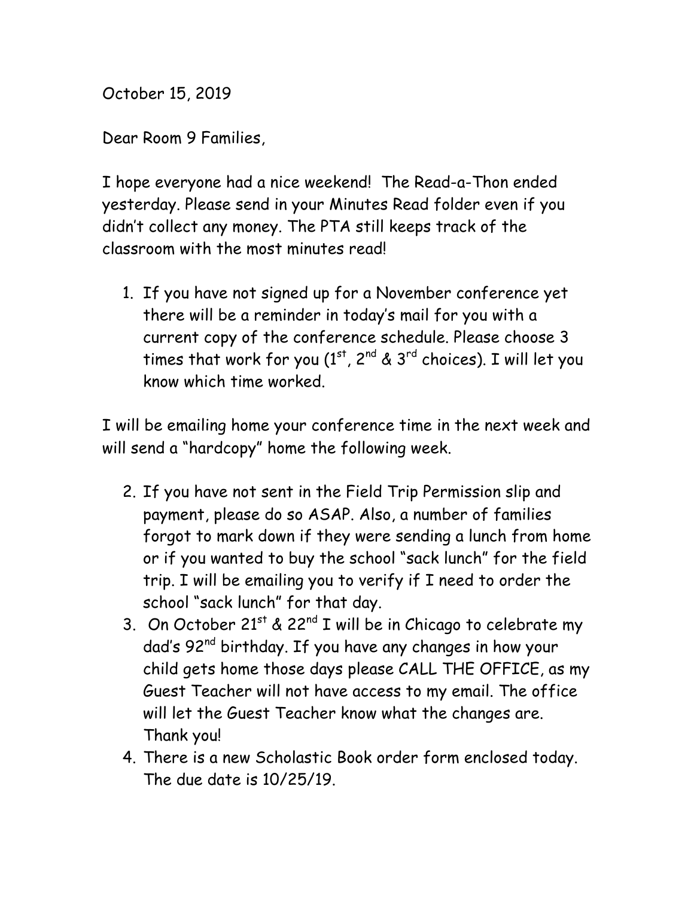October 15, 2019

Dear Room 9 Families,

I hope everyone had a nice weekend! The Read-a-Thon ended yesterday. Please send in your Minutes Read folder even if you didn't collect any money. The PTA still keeps track of the classroom with the most minutes read!

1. If you have not signed up for a November conference yet there will be a reminder in today's mail for you with a current copy of the conference schedule. Please choose 3 times that work for you (1st, 2nd & 3rd choices). I will let you know which time worked.

I will be emailing home your conference time in the next week and will send a "hardcopy" home the following week.

2. If you have not sent in the Field Trip Permission slip and payment, please do so ASAP. Also, a number of families forgot to mark down if they were sending a lunch from home or if you wanted to buy the school "sack lunch" for the field trip. I will be emailing you to verify if I need to order the school "sack lunch" for that day.
3. On October 21st & 22nd I will be in Chicago to celebrate my dad's 92nd birthday. If you have any changes in how your child gets home those days please CALL THE OFFICE, as my Guest Teacher will not have access to my email. The office will let the Guest Teacher know what the changes are. Thank you!
4. There is a new Scholastic Book order form enclosed today. The due date is 10/25/19.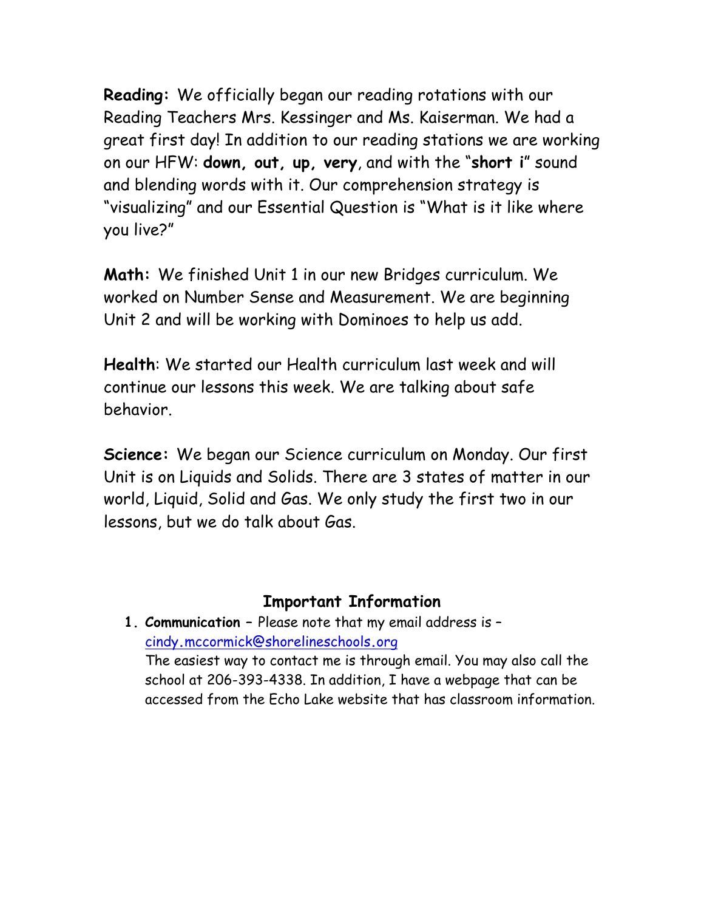**Reading:** We officially began our reading rotations with our Reading Teachers Mrs. Kessinger and Ms. Kaiserman. We had a great first day! In addition to our reading stations we are working on our HFW: **down, out, up, very**, and with the "**short i**" sound and blending words with it. Our comprehension strategy is "visualizing" and our Essential Question is "What is it like where you live?"

**Math:** We finished Unit 1 in our new Bridges curriculum. We worked on Number Sense and Measurement. We are beginning Unit 2 and will be working with Dominoes to help us add.

**Health**: We started our Health curriculum last week and will continue our lessons this week. We are talking about safe behavior.

**Science:** We began our Science curriculum on Monday. Our first Unit is on Liquids and Solids. There are 3 states of matter in our world, Liquid, Solid and Gas. We only study the first two in our lessons, but we do talk about Gas.

## Important Information

1. **Communication** – Please note that my email address is – cindy.mccormick@shorelineschools.org
   The easiest way to contact me is through email. You may also call the school at 206-393-4338. In addition, I have a webpage that can be accessed from the Echo Lake website that has classroom information.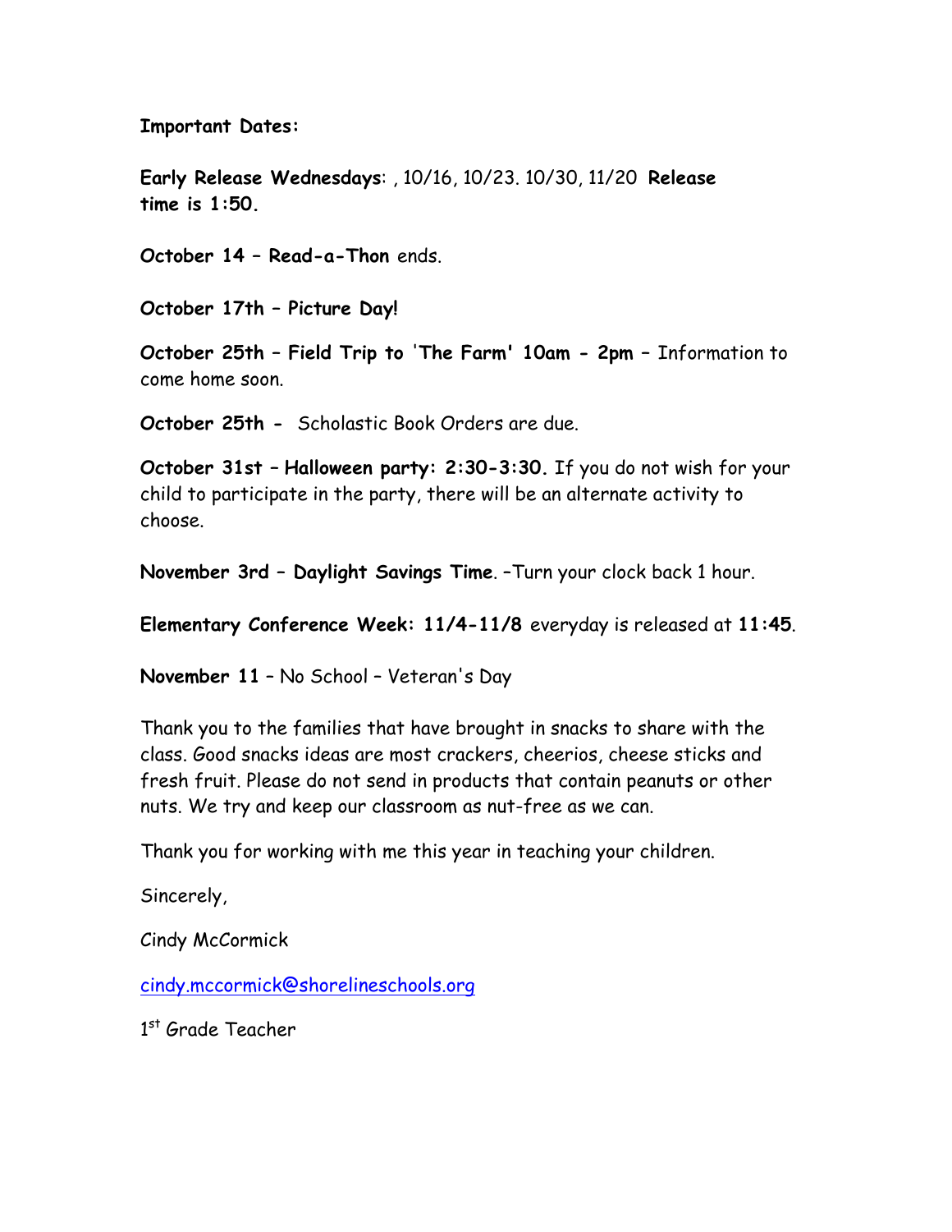**Important Dates:**

**Early Release Wednesdays**: , 10/16, 10/23. 10/30, 11/20 **Release time is 1:50.**

**October 14 – Read-a-Thon** ends.

**October 17th – Picture Day!**

**October 25th – Field Trip to 'The Farm' 10am - 2pm** – Information to come home soon.

**October 25th -** Scholastic Book Orders are due.

**October 31st – Halloween party: 2:30-3:30.** If you do not wish for your child to participate in the party, there will be an alternate activity to choose.

**November 3rd – Daylight Savings Time**. –Turn your clock back 1 hour.

**Elementary Conference Week: 11/4-11/8** everyday is released at **11:45**.

**November 11** – No School – Veteran's Day

Thank you to the families that have brought in snacks to share with the class. Good snacks ideas are most crackers, cheerios, cheese sticks and fresh fruit. Please do not send in products that contain peanuts or other nuts. We try and keep our classroom as nut-free as we can.

Thank you for working with me this year in teaching your children.

Sincerely,

Cindy McCormick

cindy.mccormick@shorelineschools.org

1st Grade Teacher